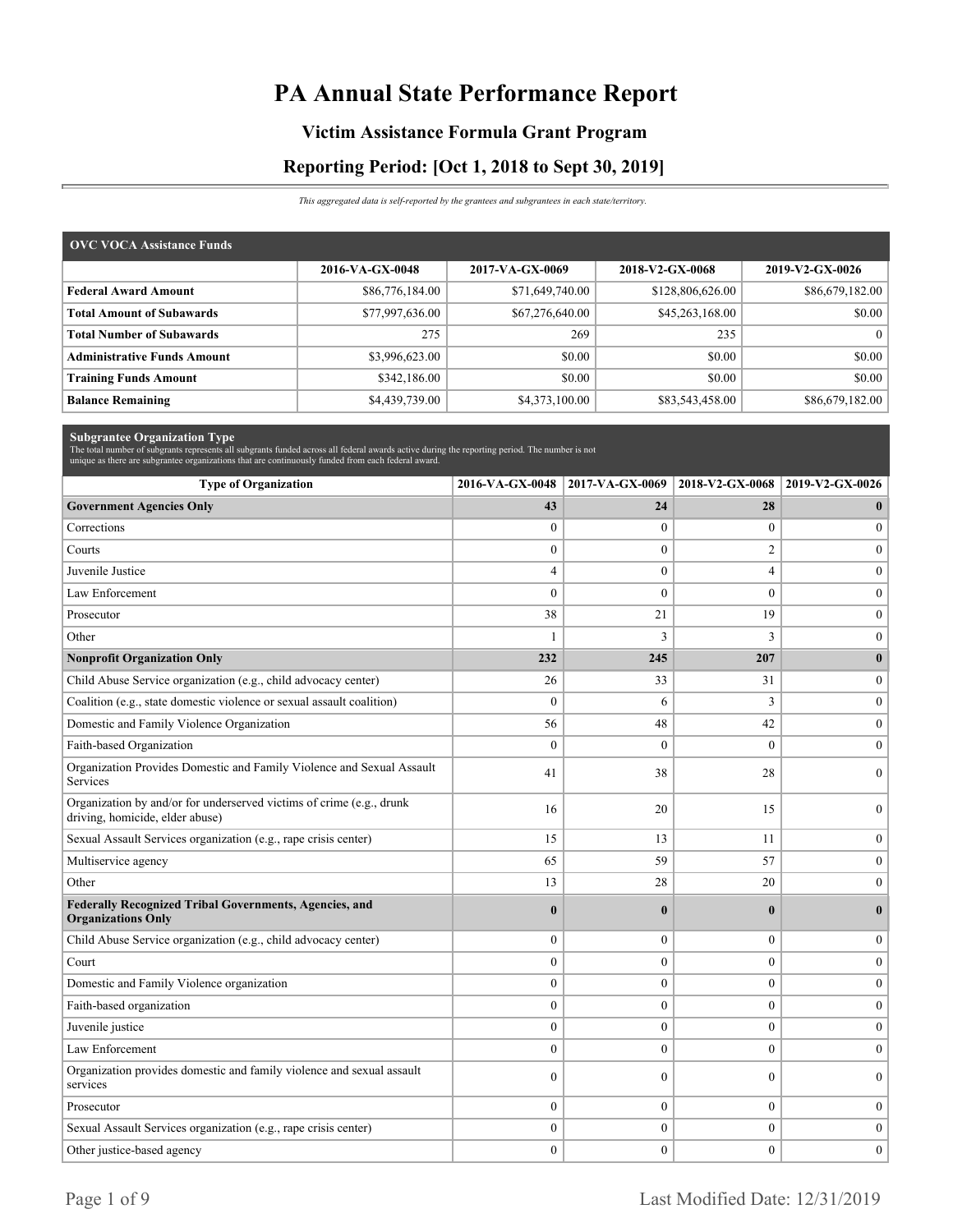# PA Annual State Performance Report

## Victim Assistance Formula Grant Program

## Reporting Period: [Oct 1, 2018 to Sept 30, 2019]

*This aggregated data is self-reported by the grantees and subgrantees in each state/territory.*

| OVC VOCA Assistance Funds | 2016-VA-GX-0048 | 2017-VA-GX-0069 | 2018-V2-GX-0068 | 2019-V2-GX-0026 |
|---|---|---|---|---|
| **Federal Award Amount** | $86,776,184.00 | $71,649,740.00 | $128,806,626.00 | $86,679,182.00 |
| **Total Amount of Subawards** | $77,997,636.00 | $67,276,640.00 | $45,263,168.00 | $0.00 |
| **Total Number of Subawards** | 275 | 269 | 235 | 0 |
| **Administrative Funds Amount** | $3,996,623.00 | $0.00 | $0.00 | $0.00 |
| **Training Funds Amount** | $342,186.00 | $0.00 | $0.00 | $0.00 |
| **Balance Remaining** | $4,439,739.00 | $4,373,100.00 | $83,543,458.00 | $86,679,182.00 |

**Subgrantee Organization Type**

The total number of subgrants represents all subgrants funded across all federal awards active during the reporting period. The number is not unique as there are subgrantee organizations that are continuously funded from each federal award.

| Type of Organization | 2016-VA-GX-0048 | 2017-VA-GX-0069 | 2018-V2-GX-0068 | 2019-V2-GX-0026 |
|---|---|---|---|---|
| **Government Agencies Only** | **43** | **24** | **28** | **0** |
| Corrections | 0 | 0 | 0 | 0 |
| Courts | 0 | 0 | 2 | 0 |
| Juvenile Justice | 4 | 0 | 4 | 0 |
| Law Enforcement | 0 | 0 | 0 | 0 |
| Prosecutor | 38 | 21 | 19 | 0 |
| Other | 1 | 3 | 3 | 0 |
| **Nonprofit Organization Only** | **232** | **245** | **207** | **0** |
| Child Abuse Service organization (e.g., child advocacy center) | 26 | 33 | 31 | 0 |
| Coalition (e.g., state domestic violence or sexual assault coalition) | 0 | 6 | 3 | 0 |
| Domestic and Family Violence Organization | 56 | 48 | 42 | 0 |
| Faith-based Organization | 0 | 0 | 0 | 0 |
| Organization Provides Domestic and Family Violence and Sexual Assault Services | 41 | 38 | 28 | 0 |
| Organization by and/or for underserved victims of crime (e.g., drunk driving, homicide, elder abuse) | 16 | 20 | 15 | 0 |
| Sexual Assault Services organization (e.g., rape crisis center) | 15 | 13 | 11 | 0 |
| Multiservice agency | 65 | 59 | 57 | 0 |
| Other | 13 | 28 | 20 | 0 |
| **Federally Recognized Tribal Governments, Agencies, and Organizations Only** | **0** | **0** | **0** | **0** |
| Child Abuse Service organization (e.g., child advocacy center) | 0 | 0 | 0 | 0 |
| Court | 0 | 0 | 0 | 0 |
| Domestic and Family Violence organization | 0 | 0 | 0 | 0 |
| Faith-based organization | 0 | 0 | 0 | 0 |
| Juvenile justice | 0 | 0 | 0 | 0 |
| Law Enforcement | 0 | 0 | 0 | 0 |
| Organization provides domestic and family violence and sexual assault services | 0 | 0 | 0 | 0 |
| Prosecutor | 0 | 0 | 0 | 0 |
| Sexual Assault Services organization (e.g., rape crisis center) | 0 | 0 | 0 | 0 |
| Other justice-based agency | 0 | 0 | 0 | 0 |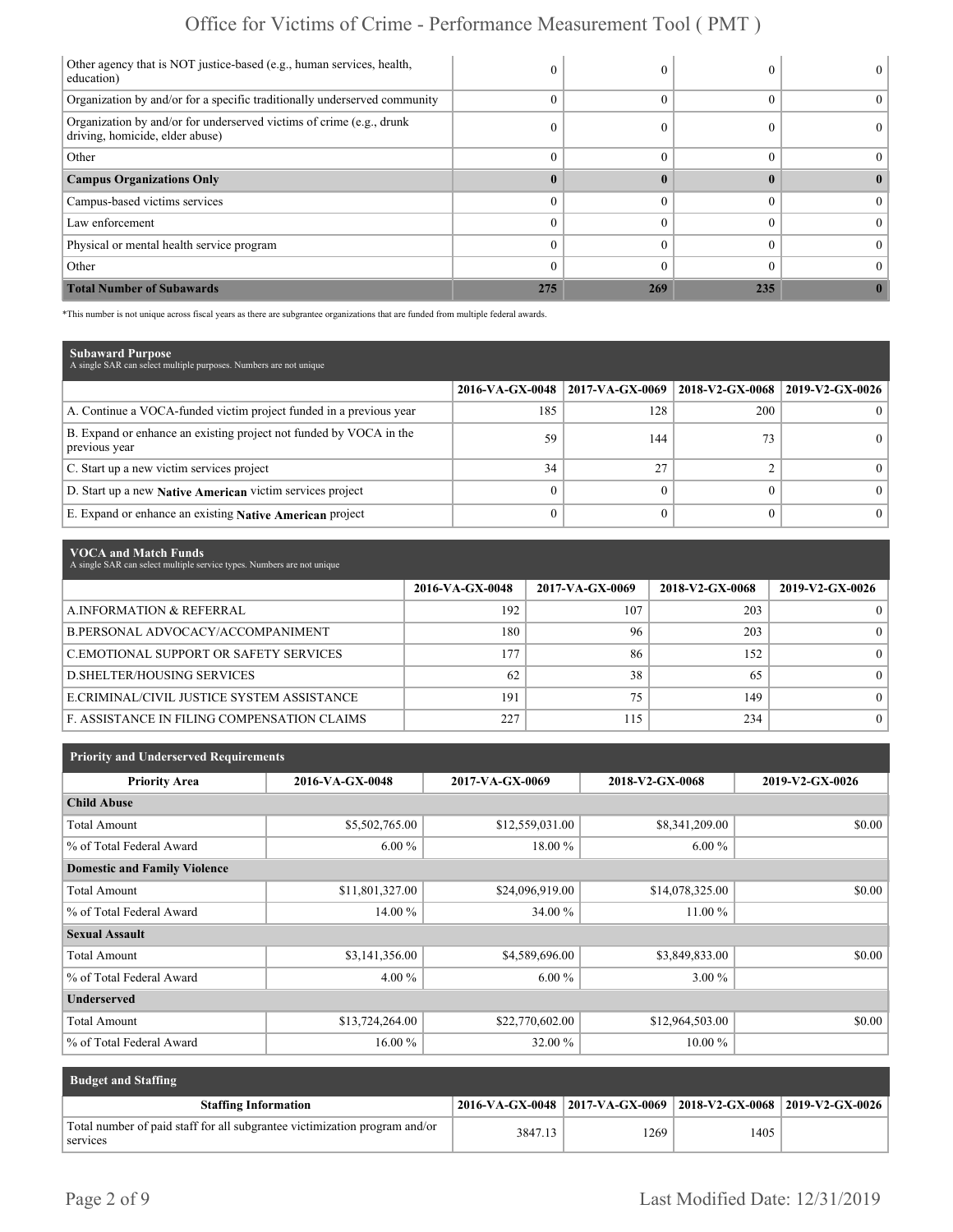| | | | | |
|---|---|---|---|---|
| Other agency that is NOT justice-based (e.g., human services, health, education) | 0 | 0 | 0 | 0 |
| Organization by and/or for a specific traditionally underserved community | 0 | 0 | 0 | 0 |
| Organization by and/or for underserved victims of crime (e.g., drunk driving, homicide, elder abuse) | 0 | 0 | 0 | 0 |
| Other | 0 | 0 | 0 | 0 |
| **Campus Organizations Only** | **0** | **0** | **0** | **0** |
| Campus-based victims services | 0 | 0 | 0 | 0 |
| Law enforcement | 0 | 0 | 0 | 0 |
| Physical or mental health service program | 0 | 0 | 0 | 0 |
| Other | 0 | 0 | 0 | 0 |
| **Total Number of Subawards** | **275** | **269** | **235** | **0** |

*This number is not unique across fiscal years as there are subgrantee organizations that are funded from multiple federal awards.

## Subaward Purpose

A single SAR can select multiple purposes. Numbers are not unique

| | 2016-VA-GX-0048 | 2017-VA-GX-0069 | 2018-V2-GX-0068 | 2019-V2-GX-0026 |
|---|---|---|---|---|
| A. Continue a VOCA-funded victim project funded in a previous year | 185 | 128 | 200 | 0 |
| B. Expand or enhance an existing project not funded by VOCA in the previous year | 59 | 144 | 73 | 0 |
| C. Start up a new victim services project | 34 | 27 | 2 | 0 |
| D. Start up a new **Native American** victim services project | 0 | 0 | 0 | 0 |
| E. Expand or enhance an existing **Native American** project | 0 | 0 | 0 | 0 |

## VOCA and Match Funds

A single SAR can select multiple service types. Numbers are not unique

| | 2016-VA-GX-0048 | 2017-VA-GX-0069 | 2018-V2-GX-0068 | 2019-V2-GX-0026 |
|---|---|---|---|---|
| A.INFORMATION & REFERRAL | 192 | 107 | 203 | 0 |
| B.PERSONAL ADVOCACY/ACCOMPANIMENT | 180 | 96 | 203 | 0 |
| C.EMOTIONAL SUPPORT OR SAFETY SERVICES | 177 | 86 | 152 | 0 |
| D.SHELTER/HOUSING SERVICES | 62 | 38 | 65 | 0 |
| E.CRIMINAL/CIVIL JUSTICE SYSTEM ASSISTANCE | 191 | 75 | 149 | 0 |
| F. ASSISTANCE IN FILING COMPENSATION CLAIMS | 227 | 115 | 234 | 0 |

## Priority and Underserved Requirements

| Priority Area | 2016-VA-GX-0048 | 2017-VA-GX-0069 | 2018-V2-GX-0068 | 2019-V2-GX-0026 |
|---|---|---|---|---|
| **Child Abuse** | | | | |
| Total Amount | $5,502,765.00 | $12,559,031.00 | $8,341,209.00 | $0.00 |
| % of Total Federal Award | 6.00 % | 18.00 % | 6.00 % | |
| **Domestic and Family Violence** | | | | |
| Total Amount | $11,801,327.00 | $24,096,919.00 | $14,078,325.00 | $0.00 |
| % of Total Federal Award | 14.00 % | 34.00 % | 11.00 % | |
| **Sexual Assault** | | | | |
| Total Amount | $3,141,356.00 | $4,589,696.00 | $3,849,833.00 | $0.00 |
| % of Total Federal Award | 4.00 % | 6.00 % | 3.00 % | |
| **Underserved** | | | | |
| Total Amount | $13,724,264.00 | $22,770,602.00 | $12,964,503.00 | $0.00 |
| % of Total Federal Award | 16.00 % | 32.00 % | 10.00 % | |

## Budget and Staffing

| Staffing Information | 2016-VA-GX-0048 | 2017-VA-GX-0069 | 2018-V2-GX-0068 | 2019-V2-GX-0026 |
|---|---|---|---|---|
| Total number of paid staff for all subgrantee victimization program and/or services | 3847.13 | 1269 | 1405 | |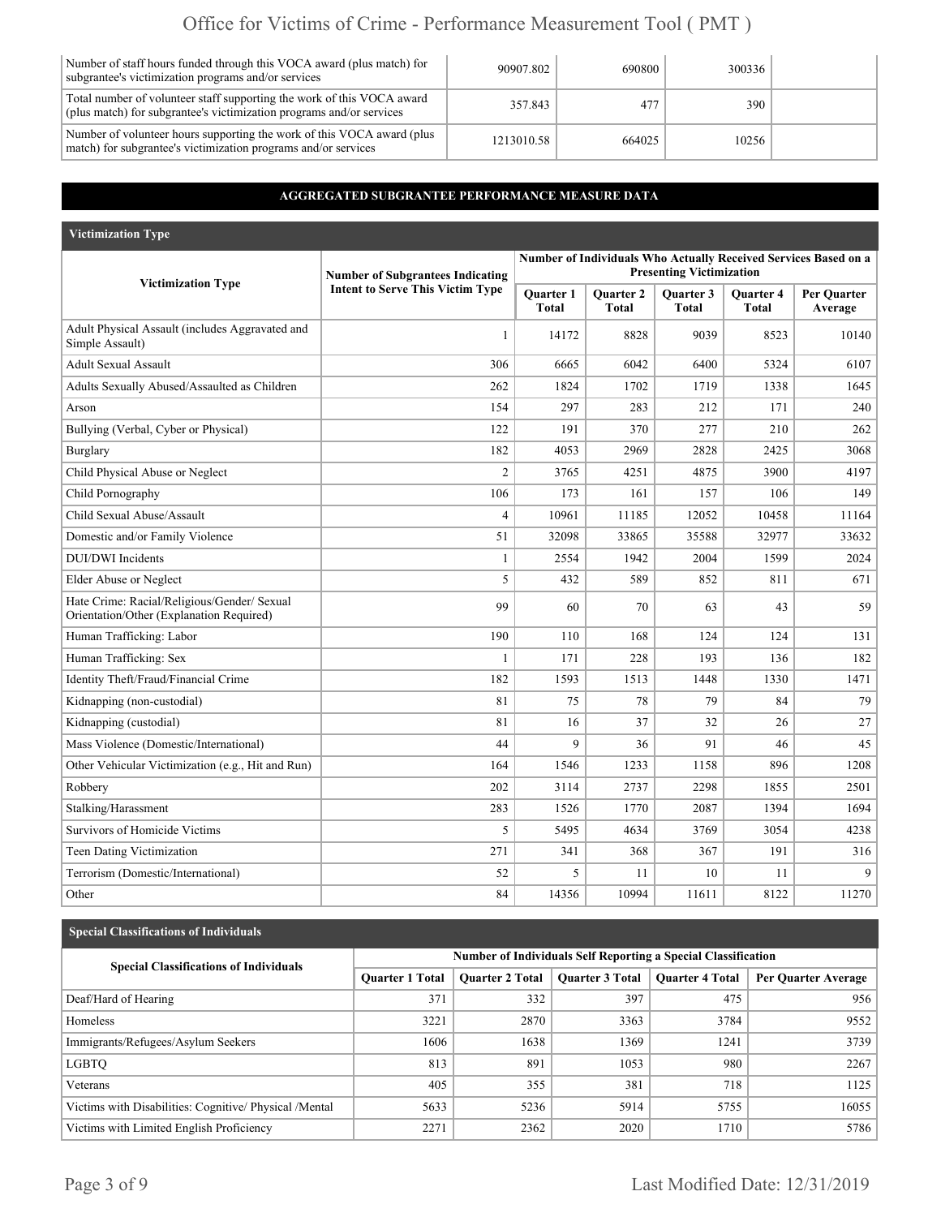| | | | | |
|---|---|---|---|---|
| Number of staff hours funded through this VOCA award (plus match) for subgrantee's victimization programs and/or services | 90907.802 | 690800 | 300336 | |
| Total number of volunteer staff supporting the work of this VOCA award (plus match) for subgrantee's victimization programs and/or services | 357.843 | 477 | 390 | |
| Number of volunteer hours supporting the work of this VOCA award (plus match) for subgrantee's victimization programs and/or services | 1213010.58 | 664025 | 10256 | |

## AGGREGATED SUBGRANTEE PERFORMANCE MEASURE DATA

### Victimization Type

| Victimization Type | Number of Subgrantees Indicating Intent to Serve This Victim Type | Number of Individuals Who Actually Received Services Based on a Presenting Victimization | | | | |
|---|---|---|---|---|---|---|
| | | Quarter 1 Total | Quarter 2 Total | Quarter 3 Total | Quarter 4 Total | Per Quarter Average |
| Adult Physical Assault (includes Aggravated and Simple Assault) | 1 | 14172 | 8828 | 9039 | 8523 | 10140 |
| Adult Sexual Assault | 306 | 6665 | 6042 | 6400 | 5324 | 6107 |
| Adults Sexually Abused/Assaulted as Children | 262 | 1824 | 1702 | 1719 | 1338 | 1645 |
| Arson | 154 | 297 | 283 | 212 | 171 | 240 |
| Bullying (Verbal, Cyber or Physical) | 122 | 191 | 370 | 277 | 210 | 262 |
| Burglary | 182 | 4053 | 2969 | 2828 | 2425 | 3068 |
| Child Physical Abuse or Neglect | 2 | 3765 | 4251 | 4875 | 3900 | 4197 |
| Child Pornography | 106 | 173 | 161 | 157 | 106 | 149 |
| Child Sexual Abuse/Assault | 4 | 10961 | 11185 | 12052 | 10458 | 11164 |
| Domestic and/or Family Violence | 51 | 32098 | 33865 | 35588 | 32977 | 33632 |
| DUI/DWI Incidents | 1 | 2554 | 1942 | 2004 | 1599 | 2024 |
| Elder Abuse or Neglect | 5 | 432 | 589 | 852 | 811 | 671 |
| Hate Crime: Racial/Religious/Gender/ Sexual Orientation/Other (Explanation Required) | 99 | 60 | 70 | 63 | 43 | 59 |
| Human Trafficking: Labor | 190 | 110 | 168 | 124 | 124 | 131 |
| Human Trafficking: Sex | 1 | 171 | 228 | 193 | 136 | 182 |
| Identity Theft/Fraud/Financial Crime | 182 | 1593 | 1513 | 1448 | 1330 | 1471 |
| Kidnapping (non-custodial) | 81 | 75 | 78 | 79 | 84 | 79 |
| Kidnapping (custodial) | 81 | 16 | 37 | 32 | 26 | 27 |
| Mass Violence (Domestic/International) | 44 | 9 | 36 | 91 | 46 | 45 |
| Other Vehicular Victimization (e.g., Hit and Run) | 164 | 1546 | 1233 | 1158 | 896 | 1208 |
| Robbery | 202 | 3114 | 2737 | 2298 | 1855 | 2501 |
| Stalking/Harassment | 283 | 1526 | 1770 | 2087 | 1394 | 1694 |
| Survivors of Homicide Victims | 5 | 5495 | 4634 | 3769 | 3054 | 4238 |
| Teen Dating Victimization | 271 | 341 | 368 | 367 | 191 | 316 |
| Terrorism (Domestic/International) | 52 | 5 | 11 | 10 | 11 | 9 |
| Other | 84 | 14356 | 10994 | 11611 | 8122 | 11270 |

### Special Classifications of Individuals

| Special Classifications of Individuals | Number of Individuals Self Reporting a Special Classification | | | | |
|---|---|---|---|---|---|
| | Quarter 1 Total | Quarter 2 Total | Quarter 3 Total | Quarter 4 Total | Per Quarter Average |
| Deaf/Hard of Hearing | 371 | 332 | 397 | 475 | 956 |
| Homeless | 3221 | 2870 | 3363 | 3784 | 9552 |
| Immigrants/Refugees/Asylum Seekers | 1606 | 1638 | 1369 | 1241 | 3739 |
| LGBTQ | 813 | 891 | 1053 | 980 | 2267 |
| Veterans | 405 | 355 | 381 | 718 | 1125 |
| Victims with Disabilities: Cognitive/ Physical /Mental | 5633 | 5236 | 5914 | 5755 | 16055 |
| Victims with Limited English Proficiency | 2271 | 2362 | 2020 | 1710 | 5786 |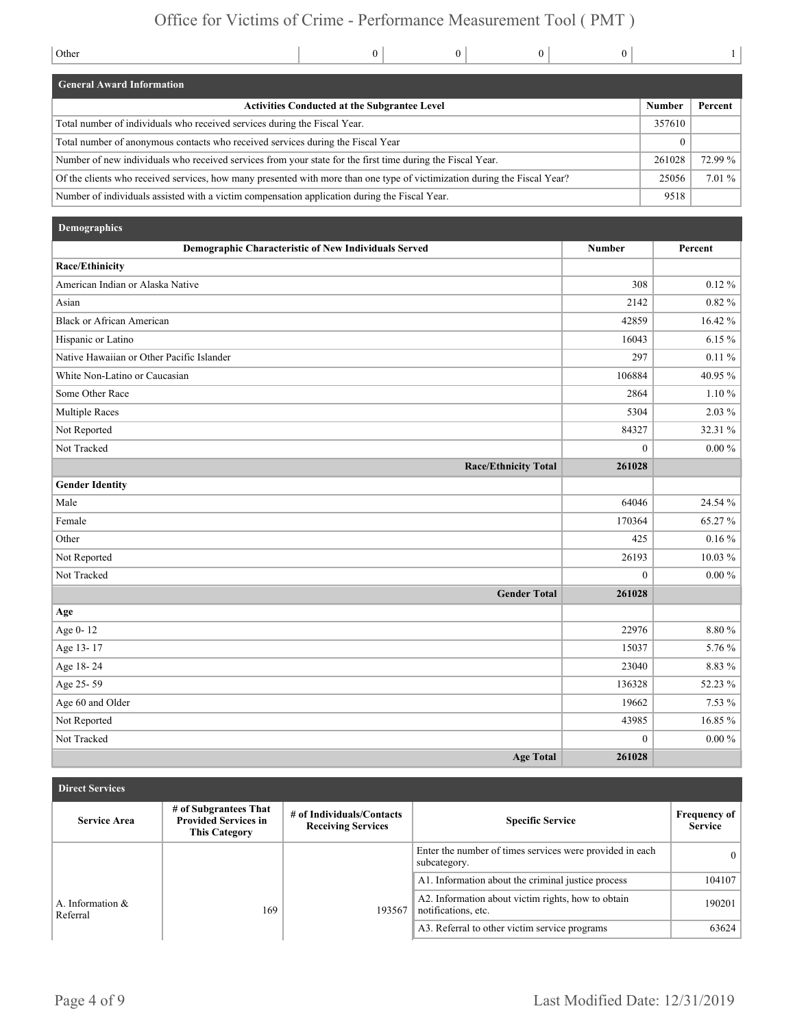| Other | 0 | 0 | 0 | 0 | 1 |
|---|---|---|---|---|---|

## General Award Information

| Activities Conducted at the Subgrantee Level | Number | Percent |
|---|---|---|
| Total number of individuals who received services during the Fiscal Year. | 357610 | |
| Total number of anonymous contacts who received services during the Fiscal Year | 0 | |
| Number of new individuals who received services from your state for the first time during the Fiscal Year. | 261028 | 72.99 % |
| Of the clients who received services, how many presented with more than one type of victimization during the Fiscal Year? | 25056 | 7.01 % |
| Number of individuals assisted with a victim compensation application during the Fiscal Year. | 9518 | |

## Demographics

| Demographic Characteristic of New Individuals Served | Number | Percent |
|---|---|---|
| **Race/Ethinicity** | | |
| American Indian or Alaska Native | 308 | 0.12 % |
| Asian | 2142 | 0.82 % |
| Black or African American | 42859 | 16.42 % |
| Hispanic or Latino | 16043 | 6.15 % |
| Native Hawaiian or Other Pacific Islander | 297 | 0.11 % |
| White Non-Latino or Caucasian | 106884 | 40.95 % |
| Some Other Race | 2864 | 1.10 % |
| Multiple Races | 5304 | 2.03 % |
| Not Reported | 84327 | 32.31 % |
| Not Tracked | 0 | 0.00 % |
| **Race/Ethnicity Total** | **261028** | |
| **Gender Identity** | | |
| Male | 64046 | 24.54 % |
| Female | 170364 | 65.27 % |
| Other | 425 | 0.16 % |
| Not Reported | 26193 | 10.03 % |
| Not Tracked | 0 | 0.00 % |
| **Gender Total** | **261028** | |
| **Age** | | |
| Age 0- 12 | 22976 | 8.80 % |
| Age 13- 17 | 15037 | 5.76 % |
| Age 18- 24 | 23040 | 8.83 % |
| Age 25- 59 | 136328 | 52.23 % |
| Age 60 and Older | 19662 | 7.53 % |
| Not Reported | 43985 | 16.85 % |
| Not Tracked | 0 | 0.00 % |
| **Age Total** | **261028** | |

## Direct Services

| Service Area | # of Subgrantees That Provided Services in This Category | # of Individuals/Contacts Receiving Services | Specific Service | Frequency of Service |
|---|---|---|---|---|
| A. Information & Referral | 169 | 193567 | Enter the number of times services were provided in each subcategory. | 0 |
| | | | A1. Information about the criminal justice process | 104107 |
| | | | A2. Information about victim rights, how to obtain notifications, etc. | 190201 |
| | | | A3. Referral to other victim service programs | 63624 |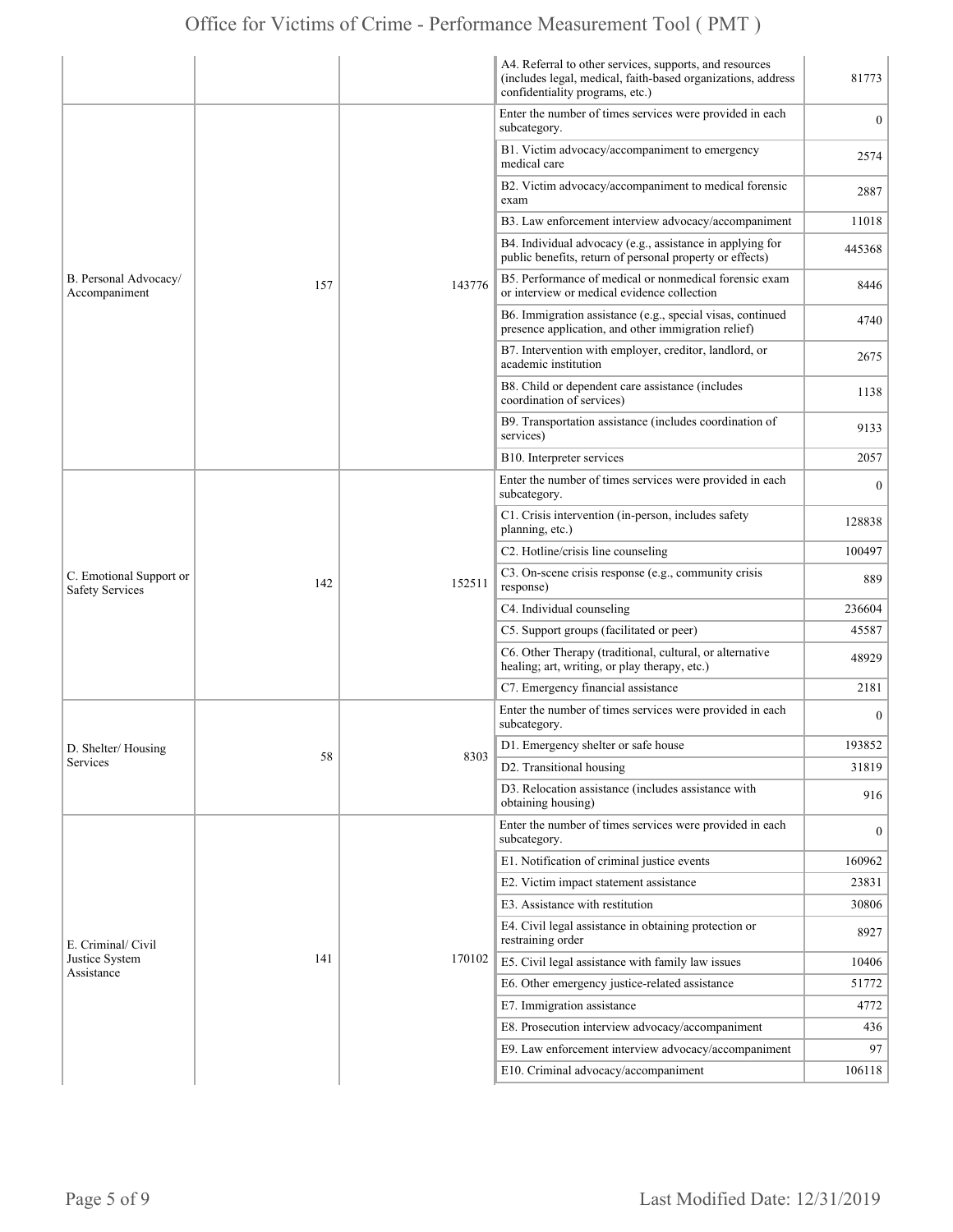| | | | | |
|---|---|---|---|---|
| | | | A4. Referral to other services, supports, and resources (includes legal, medical, faith-based organizations, address confidentiality programs, etc.) | 81773 |
| B. Personal Advocacy/ Accompaniment | 157 | 143776 | Enter the number of times services were provided in each subcategory. | 0 |
| | | | B1. Victim advocacy/accompaniment to emergency medical care | 2574 |
| | | | B2. Victim advocacy/accompaniment to medical forensic exam | 2887 |
| | | | B3. Law enforcement interview advocacy/accompaniment | 11018 |
| | | | B4. Individual advocacy (e.g., assistance in applying for public benefits, return of personal property or effects) | 445368 |
| | | | B5. Performance of medical or nonmedical forensic exam or interview or medical evidence collection | 8446 |
| | | | B6. Immigration assistance (e.g., special visas, continued presence application, and other immigration relief) | 4740 |
| | | | B7. Intervention with employer, creditor, landlord, or academic institution | 2675 |
| | | | B8. Child or dependent care assistance (includes coordination of services) | 1138 |
| | | | B9. Transportation assistance (includes coordination of services) | 9133 |
| | | | B10. Interpreter services | 2057 |
| C. Emotional Support or Safety Services | 142 | 152511 | Enter the number of times services were provided in each subcategory. | 0 |
| | | | C1. Crisis intervention (in-person, includes safety planning, etc.) | 128838 |
| | | | C2. Hotline/crisis line counseling | 100497 |
| | | | C3. On-scene crisis response (e.g., community crisis response) | 889 |
| | | | C4. Individual counseling | 236604 |
| | | | C5. Support groups (facilitated or peer) | 45587 |
| | | | C6. Other Therapy (traditional, cultural, or alternative healing; art, writing, or play therapy, etc.) | 48929 |
| | | | C7. Emergency financial assistance | 2181 |
| D. Shelter/ Housing Services | 58 | 8303 | Enter the number of times services were provided in each subcategory. | 0 |
| | | | D1. Emergency shelter or safe house | 193852 |
| | | | D2. Transitional housing | 31819 |
| | | | D3. Relocation assistance (includes assistance with obtaining housing) | 916 |
| E. Criminal/ Civil Justice System Assistance | 141 | 170102 | Enter the number of times services were provided in each subcategory. | 0 |
| | | | E1. Notification of criminal justice events | 160962 |
| | | | E2. Victim impact statement assistance | 23831 |
| | | | E3. Assistance with restitution | 30806 |
| | | | E4. Civil legal assistance in obtaining protection or restraining order | 8927 |
| | | | E5. Civil legal assistance with family law issues | 10406 |
| | | | E6. Other emergency justice-related assistance | 51772 |
| | | | E7. Immigration assistance | 4772 |
| | | | E8. Prosecution interview advocacy/accompaniment | 436 |
| | | | E9. Law enforcement interview advocacy/accompaniment | 97 |
| | | | E10. Criminal advocacy/accompaniment | 106118 |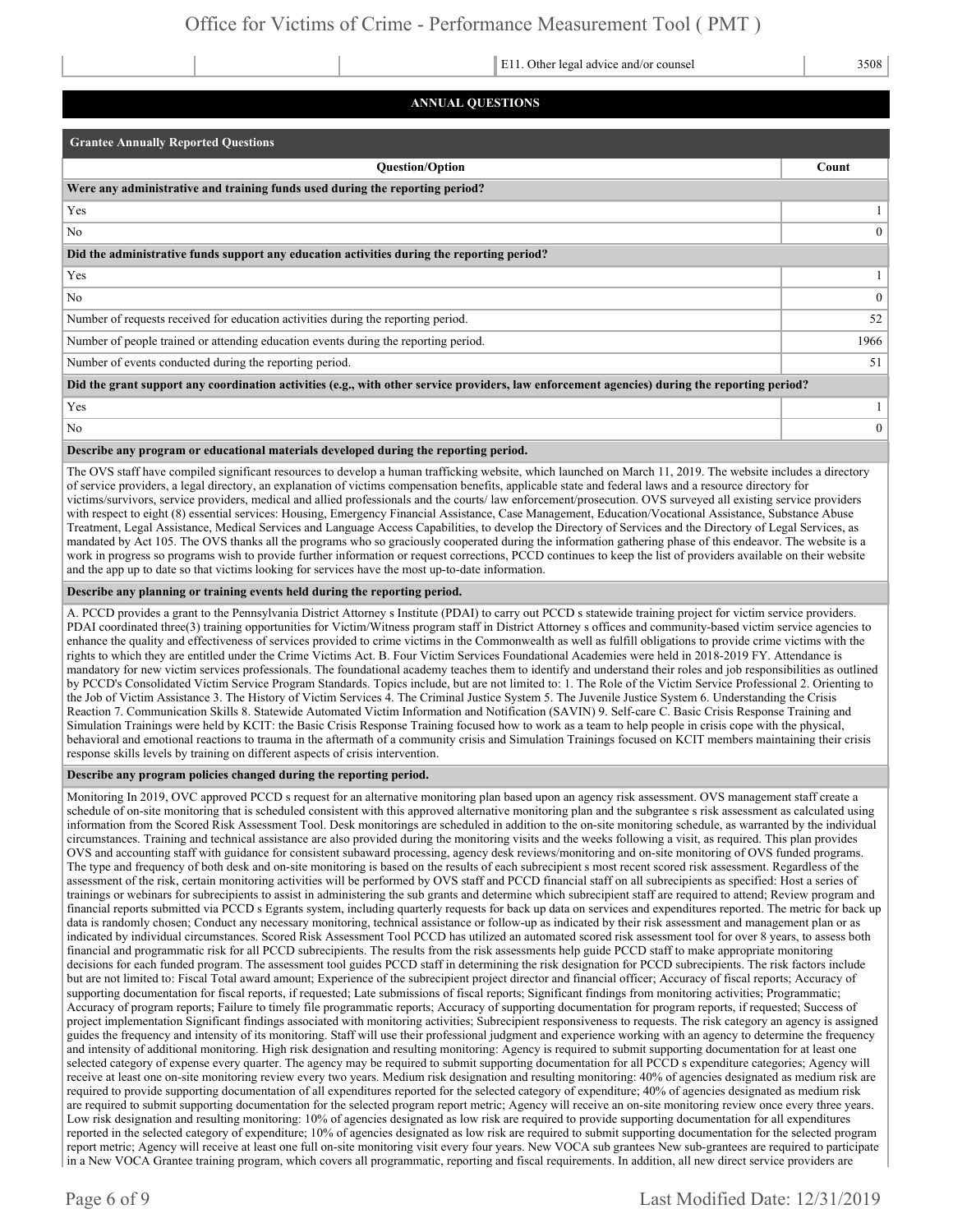| | | | E11. Other legal advice and/or counsel | 3508 |
|---|---|---|---|---|

## ANNUAL QUESTIONS

### Grantee Annually Reported Questions

| Question/Option | Count |
|---|---|
| **Were any administrative and training funds used during the reporting period?** | |
| Yes | 1 |
| No | 0 |
| **Did the administrative funds support any education activities during the reporting period?** | |
| Yes | 1 |
| No | 0 |
| Number of requests received for education activities during the reporting period. | 52 |
| Number of people trained or attending education events during the reporting period. | 1966 |
| Number of events conducted during the reporting period. | 51 |
| **Did the grant support any coordination activities (e.g., with other service providers, law enforcement agencies) during the reporting period?** | |
| Yes | 1 |
| No | 0 |

**Describe any program or educational materials developed during the reporting period.**

The OVS staff have compiled significant resources to develop a human trafficking website, which launched on March 11, 2019. The website includes a directory of service providers, a legal directory, an explanation of victims compensation benefits, applicable state and federal laws and a resource directory for victims/survivors, service providers, medical and allied professionals and the courts/ law enforcement/prosecution. OVS surveyed all existing service providers with respect to eight (8) essential services: Housing, Emergency Financial Assistance, Case Management, Education/Vocational Assistance, Substance Abuse Treatment, Legal Assistance, Medical Services and Language Access Capabilities, to develop the Directory of Services and the Directory of Legal Services, as mandated by Act 105. The OVS thanks all the programs who so graciously cooperated during the information gathering phase of this endeavor. The website is a work in progress so programs wish to provide further information or request corrections, PCCD continues to keep the list of providers available on their website and the app up to date so that victims looking for services have the most up-to-date information.

**Describe any planning or training events held during the reporting period.**

A. PCCD provides a grant to the Pennsylvania District Attorney s Institute (PDAI) to carry out PCCD s statewide training project for victim service providers. PDAI coordinated three(3) training opportunities for Victim/Witness program staff in District Attorney s offices and community-based victim service agencies to enhance the quality and effectiveness of services provided to crime victims in the Commonwealth as well as fulfill obligations to provide crime victims with the rights to which they are entitled under the Crime Victims Act. B. Four Victim Services Foundational Academies were held in 2018-2019 FY. Attendance is mandatory for new victim services professionals. The foundational academy teaches them to identify and understand their roles and job responsibilities as outlined by PCCD's Consolidated Victim Service Program Standards. Topics include, but are not limited to: 1. The Role of the Victim Service Professional 2. Orienting to the Job of Victim Assistance 3. The History of Victim Services 4. The Criminal Justice System 5. The Juvenile Justice System 6. Understanding the Crisis Reaction 7. Communication Skills 8. Statewide Automated Victim Information and Notification (SAVIN) 9. Self-care C. Basic Crisis Response Training and Simulation Trainings were held by KCIT: the Basic Crisis Response Training focused how to work as a team to help people in crisis cope with the physical, behavioral and emotional reactions to trauma in the aftermath of a community crisis and Simulation Trainings focused on KCIT members maintaining their crisis response skills levels by training on different aspects of crisis intervention.

**Describe any program policies changed during the reporting period.**

Monitoring In 2019, OVC approved PCCD s request for an alternative monitoring plan based upon an agency risk assessment. OVS management staff create a schedule of on-site monitoring that is scheduled consistent with this approved alternative monitoring plan and the subgrantee s risk assessment as calculated using information from the Scored Risk Assessment Tool. Desk monitorings are scheduled in addition to the on-site monitoring schedule, as warranted by the individual circumstances. Training and technical assistance are also provided during the monitoring visits and the weeks following a visit, as required. This plan provides OVS and accounting staff with guidance for consistent subaward processing, agency desk reviews/monitoring and on-site monitoring of OVS funded programs. The type and frequency of both desk and on-site monitoring is based on the results of each subrecipient s most recent scored risk assessment. Regardless of the assessment of the risk, certain monitoring activities will be performed by OVS staff and PCCD financial staff on all subrecipients as specified: Host a series of trainings or webinars for subrecipients to assist in administering the sub grants and determine which subrecipient staff are required to attend; Review program and financial reports submitted via PCCD s Egrants system, including quarterly requests for back up data on services and expenditures reported. The metric for back up data is randomly chosen; Conduct any necessary monitoring, technical assistance or follow-up as indicated by their risk assessment and management plan or as indicated by individual circumstances. Scored Risk Assessment Tool PCCD has utilized an automated scored risk assessment tool for over 8 years, to assess both financial and programmatic risk for all PCCD subrecipients. The results from the risk assessments help guide PCCD staff to make appropriate monitoring decisions for each funded program. The assessment tool guides PCCD staff in determining the risk designation for PCCD subrecipients. The risk factors include but are not limited to: Fiscal Total award amount; Experience of the subrecipient project director and financial officer; Accuracy of fiscal reports; Accuracy of supporting documentation for fiscal reports, if requested; Late submissions of fiscal reports; Significant findings from monitoring activities; Programmatic; Accuracy of program reports; Failure to timely file programmatic reports; Accuracy of supporting documentation for program reports, if requested; Success of project implementation Significant findings associated with monitoring activities; Subrecipient responsiveness to requests. The risk category an agency is assigned guides the frequency and intensity of its monitoring. Staff will use their professional judgment and experience working with an agency to determine the frequency and intensity of additional monitoring. High risk designation and resulting monitoring: Agency is required to submit supporting documentation for at least one selected category of expense every quarter. The agency may be required to submit supporting documentation for all PCCD s expenditure categories; Agency will receive at least one on-site monitoring review every two years. Medium risk designation and resulting monitoring: 40% of agencies designated as medium risk are required to provide supporting documentation of all expenditures reported for the selected category of expenditure; 40% of agencies designated as medium risk are required to submit supporting documentation for the selected program report metric; Agency will receive an on-site monitoring review once every three years. Low risk designation and resulting monitoring: 10% of agencies designated as low risk are required to provide supporting documentation for all expenditures reported in the selected category of expenditure; 10% of agencies designated as low risk are required to submit supporting documentation for the selected program report metric; Agency will receive at least one full on-site monitoring visit every four years. New VOCA sub grantees New sub-grantees are required to participate in a New VOCA Grantee training program, which covers all programmatic, reporting and fiscal requirements. In addition, all new direct service providers are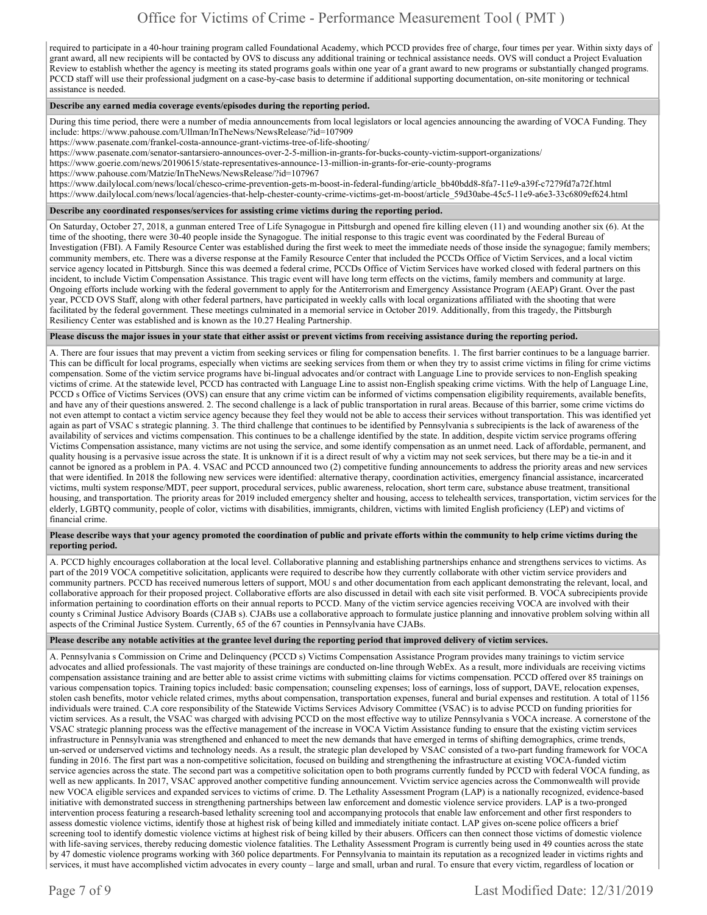required to participate in a 40-hour training program called Foundational Academy, which PCCD provides free of charge, four times per year. Within sixty days of grant award, all new recipients will be contacted by OVS to discuss any additional training or technical assistance needs. OVS will conduct a Project Evaluation Review to establish whether the agency is meeting its stated programs goals within one year of a grant award to new programs or substantially changed programs. PCCD staff will use their professional judgment on a case-by-case basis to determine if additional supporting documentation, on-site monitoring or technical assistance is needed.

**Describe any earned media coverage events/episodes during the reporting period.**

During this time period, there were a number of media announcements from local legislators or local agencies announcing the awarding of VOCA Funding. They include: https://www.pahouse.com/Ullman/InTheNews/NewsRelease/?id=107909
https://www.pasenate.com/frankel-costa-announce-grant-victims-tree-of-life-shooting/
https://www.pasenate.com/senator-santarsiero-announces-over-2-5-million-in-grants-for-bucks-county-victim-support-organizations/
https://www.goerie.com/news/20190615/state-representatives-announce-13-million-in-grants-for-erie-county-programs
https://www.pahouse.com/Matzie/InTheNews/NewsRelease/?id=107967
https://www.dailylocal.com/news/local/chesco-crime-prevention-gets-m-boost-in-federal-funding/article_bb40bdd8-8fa7-11e9-a39f-c7279fd7a72f.html
https://www.dailylocal.com/news/local/agencies-that-help-chester-county-crime-victims-get-m-boost/article_59d30abe-45c5-11e9-a6e3-33c6809ef624.html

**Describe any coordinated responses/services for assisting crime victims during the reporting period.**

On Saturday, October 27, 2018, a gunman entered Tree of Life Synagogue in Pittsburgh and opened fire killing eleven (11) and wounding another six (6). At the time of the shooting, there were 30-40 people inside the Synagogue. The initial response to this tragic event was coordinated by the Federal Bureau of Investigation (FBI). A Family Resource Center was established during the first week to meet the immediate needs of those inside the synagogue; family members; community members, etc. There was a diverse response at the Family Resource Center that included the PCCDs Office of Victim Services, and a local victim service agency located in Pittsburgh. Since this was deemed a federal crime, PCCDs Office of Victim Services have worked closed with federal partners on this incident, to include Victim Compensation Assistance. This tragic event will have long term effects on the victims, family members and community at large. Ongoing efforts include working with the federal government to apply for the Antiterrorism and Emergency Assistance Program (AEAP) Grant. Over the past year, PCCD OVS Staff, along with other federal partners, have participated in weekly calls with local organizations affiliated with the shooting that were facilitated by the federal government. These meetings culminated in a memorial service in October 2019. Additionally, from this tragedy, the Pittsburgh Resiliency Center was established and is known as the 10.27 Healing Partnership.

**Please discuss the major issues in your state that either assist or prevent victims from receiving assistance during the reporting period.**

A. There are four issues that may prevent a victim from seeking services or filing for compensation benefits. 1. The first barrier continues to be a language barrier. This can be difficult for local programs, especially when victims are seeking services from them or when they try to assist crime victims in filing for crime victims compensation. Some of the victim service programs have bi-lingual advocates and/or contract with Language Line to provide services to non-English speaking victims of crime. At the statewide level, PCCD has contracted with Language Line to assist non-English speaking crime victims. With the help of Language Line, PCCD s Office of Victims Services (OVS) can ensure that any crime victim can be informed of victims compensation eligibility requirements, available benefits, and have any of their questions answered. 2. The second challenge is a lack of public transportation in rural areas. Because of this barrier, some crime victims do not even attempt to contact a victim service agency because they feel they would not be able to access their services without transportation. This was identified yet again as part of VSAC s strategic planning. 3. The third challenge that continues to be identified by Pennsylvania s subrecipients is the lack of awareness of the availability of services and victims compensation. This continues to be a challenge identified by the state. In addition, despite victim service programs offering Victims Compensation assistance, many victims are not using the service, and some identify compensation as an unmet need. Lack of affordable, permanent, and quality housing is a pervasive issue across the state. It is unknown if it is a direct result of why a victim may not seek services, but there may be a tie-in and it cannot be ignored as a problem in PA. 4. VSAC and PCCD announced two (2) competitive funding announcements to address the priority areas and new services that were identified. In 2018 the following new services were identified: alternative therapy, coordination activities, emergency financial assistance, incarcerated victims, multi system response/MDT, peer support, procedural services, public awareness, relocation, short term care, substance abuse treatment, transitional housing, and transportation. The priority areas for 2019 included emergency shelter and housing, access to telehealth services, transportation, victim services for the elderly, LGBTQ community, people of color, victims with disabilities, immigrants, children, victims with limited English proficiency (LEP) and victims of financial crime.

**Please describe ways that your agency promoted the coordination of public and private efforts within the community to help crime victims during the reporting period.**

A. PCCD highly encourages collaboration at the local level. Collaborative planning and establishing partnerships enhance and strengthens services to victims. As part of the 2019 VOCA competitive solicitation, applicants were required to describe how they currently collaborate with other victim service providers and community partners. PCCD has received numerous letters of support, MOU s and other documentation from each applicant demonstrating the relevant, local, and collaborative approach for their proposed project. Collaborative efforts are also discussed in detail with each site visit performed. B. VOCA subrecipients provide information pertaining to coordination efforts on their annual reports to PCCD. Many of the victim service agencies receiving VOCA are involved with their county s Criminal Justice Advisory Boards (CJAB s). CJABs use a collaborative approach to formulate justice planning and innovative problem solving within all aspects of the Criminal Justice System. Currently, 65 of the 67 counties in Pennsylvania have CJABs.

**Please describe any notable activities at the grantee level during the reporting period that improved delivery of victim services.**

A. Pennsylvania s Commission on Crime and Delinquency (PCCD s) Victims Compensation Assistance Program provides many trainings to victim service advocates and allied professionals. The vast majority of these trainings are conducted on-line through WebEx. As a result, more individuals are receiving victims compensation assistance training and are better able to assist crime victims with submitting claims for victims compensation. PCCD offered over 85 trainings on various compensation topics. Training topics included: basic compensation; counseling expenses; loss of earnings, loss of support, DAVE, relocation expenses, stolen cash benefits, motor vehicle related crimes, myths about compensation, transportation expenses, funeral and burial expenses and restitution. A total of 1156 individuals were trained. C.A core responsibility of the Statewide Victims Services Advisory Committee (VSAC) is to advise PCCD on funding priorities for victim services. As a result, the VSAC was charged with advising PCCD on the most effective way to utilize Pennsylvania s VOCA increase. A cornerstone of the VSAC strategic planning process was the effective management of the increase in VOCA Victim Assistance funding to ensure that the existing victim services infrastructure in Pennsylvania was strengthened and enhanced to meet the new demands that have emerged in terms of shifting demographics, crime trends, un-served or underserved victims and technology needs. As a result, the strategic plan developed by VSAC consisted of a two-part funding framework for VOCA funding in 2016. The first part was a non-competitive solicitation, focused on building and strengthening the infrastructure at existing VOCA-funded victim service agencies across the state. The second part was a competitive solicitation open to both programs currently funded by PCCD with federal VOCA funding, as well as new applicants. In 2017, VSAC approved another competitive funding announcement. Vvictim service agencies across the Commonwealth will provide new VOCA eligible services and expanded services to victims of crime. D. The Lethality Assessment Program (LAP) is a nationally recognized, evidence-based initiative with demonstrated success in strengthening partnerships between law enforcement and domestic violence service providers. LAP is a two-pronged intervention process featuring a research-based lethality screening tool and accompanying protocols that enable law enforcement and other first responders to assess domestic violence victims, identify those at highest risk of being killed and immediately initiate contact. LAP gives on-scene police officers a brief screening tool to identify domestic violence victims at highest risk of being killed by their abusers. Officers can then connect those victims of domestic violence with life-saving services, thereby reducing domestic violence fatalities. The Lethality Assessment Program is currently being used in 49 counties across the state by 47 domestic violence programs working with 360 police departments. For Pennsylvania to maintain its reputation as a recognized leader in victims rights and services, it must have accomplished victim advocates in every county – large and small, urban and rural. To ensure that every victim, regardless of location or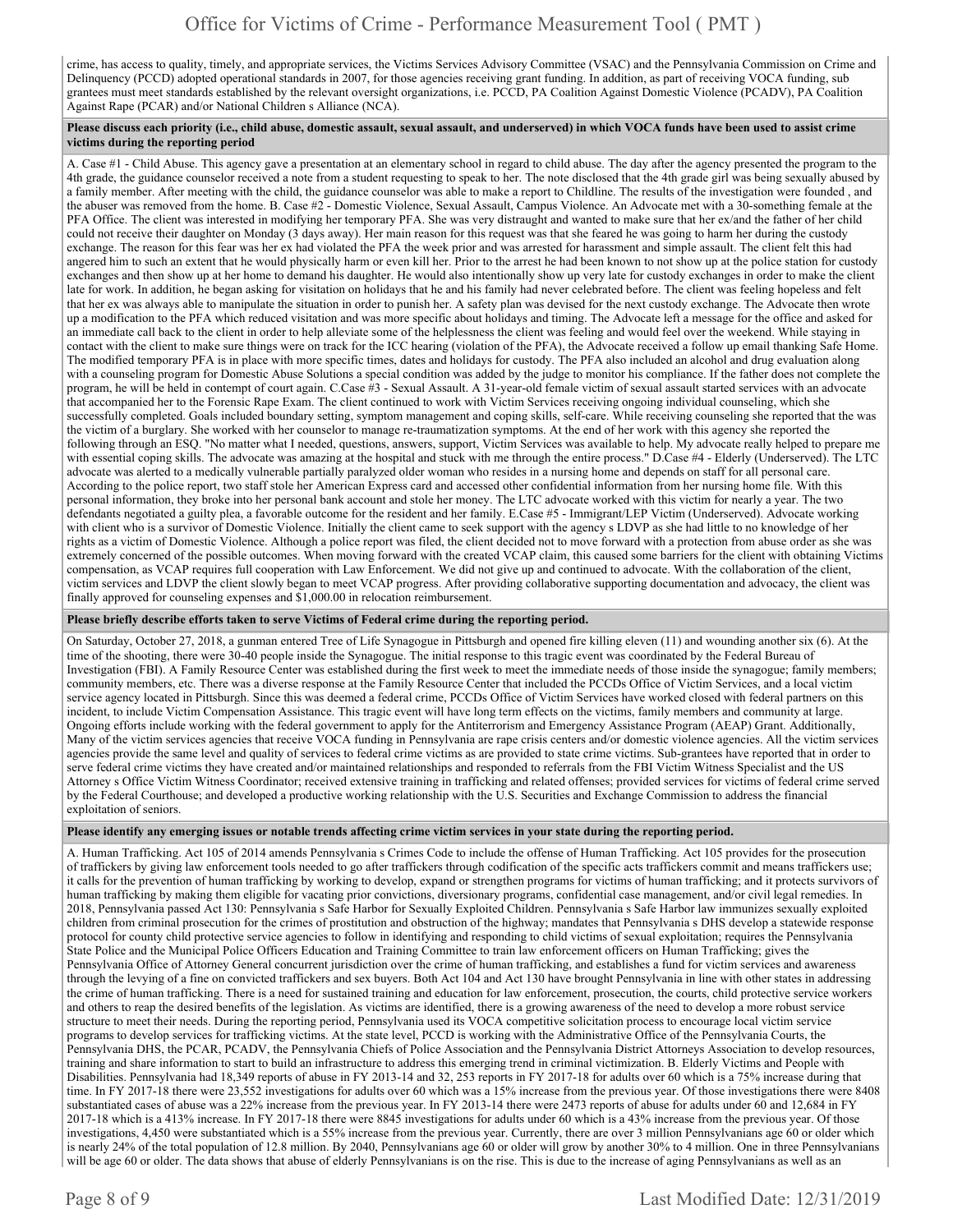crime, has access to quality, timely, and appropriate services, the Victims Services Advisory Committee (VSAC) and the Pennsylvania Commission on Crime and Delinquency (PCCD) adopted operational standards in 2007, for those agencies receiving grant funding. In addition, as part of receiving VOCA funding, sub grantees must meet standards established by the relevant oversight organizations, i.e. PCCD, PA Coalition Against Domestic Violence (PCADV), PA Coalition Against Rape (PCAR) and/or National Children s Alliance (NCA).

**Please discuss each priority (i.e., child abuse, domestic assault, sexual assault, and underserved) in which VOCA funds have been used to assist crime victims during the reporting period**

A. Case #1 - Child Abuse. This agency gave a presentation at an elementary school in regard to child abuse. The day after the agency presented the program to the 4th grade, the guidance counselor received a note from a student requesting to speak to her. The note disclosed that the 4th grade girl was being sexually abused by a family member. After meeting with the child, the guidance counselor was able to make a report to Childline. The results of the investigation were founded , and the abuser was removed from the home. B. Case #2 - Domestic Violence, Sexual Assault, Campus Violence. An Advocate met with a 30-something female at the PFA Office. The client was interested in modifying her temporary PFA. She was very distraught and wanted to make sure that her ex/and the father of her child could not receive their daughter on Monday (3 days away). Her main reason for this request was that she feared he was going to harm her during the custody exchange. The reason for this fear was her ex had violated the PFA the week prior and was arrested for harassment and simple assault. The client felt this had angered him to such an extent that he would physically harm or even kill her. Prior to the arrest he had been known to not show up at the police station for custody exchanges and then show up at her home to demand his daughter. He would also intentionally show up very late for custody exchanges in order to make the client late for work. In addition, he began asking for visitation on holidays that he and his family had never celebrated before. The client was feeling hopeless and felt that her ex was always able to manipulate the situation in order to punish her. A safety plan was devised for the next custody exchange. The Advocate then wrote up a modification to the PFA which reduced visitation and was more specific about holidays and timing. The Advocate left a message for the office and asked for an immediate call back to the client in order to help alleviate some of the helplessness the client was feeling and would feel over the weekend. While staying in contact with the client to make sure things were on track for the ICC hearing (violation of the PFA), the Advocate received a follow up email thanking Safe Home. The modified temporary PFA is in place with more specific times, dates and holidays for custody. The PFA also included an alcohol and drug evaluation along with a counseling program for Domestic Abuse Solutions a special condition was added by the judge to monitor his compliance. If the father does not complete the program, he will be held in contempt of court again. C.Case #3 - Sexual Assault. A 31-year-old female victim of sexual assault started services with an advocate that accompanied her to the Forensic Rape Exam. The client continued to work with Victim Services receiving ongoing individual counseling, which she successfully completed. Goals included boundary setting, symptom management and coping skills, self-care. While receiving counseling she reported that the was the victim of a burglary. She worked with her counselor to manage re-traumatization symptoms. At the end of her work with this agency she reported the following through an ESQ. "No matter what I needed, questions, answers, support, Victim Services was available to help. My advocate really helped to prepare me with essential coping skills. The advocate was amazing at the hospital and stuck with me through the entire process." D.Case #4 - Elderly (Underserved). The LTC advocate was alerted to a medically vulnerable partially paralyzed older woman who resides in a nursing home and depends on staff for all personal care. According to the police report, two staff stole her American Express card and accessed other confidential information from her nursing home file. With this personal information, they broke into her personal bank account and stole her money. The LTC advocate worked with this victim for nearly a year. The two defendants negotiated a guilty plea, a favorable outcome for the resident and her family. E.Case #5 - Immigrant/LEP Victim (Underserved). Advocate working with client who is a survivor of Domestic Violence. Initially the client came to seek support with the agency s LDVP as she had little to no knowledge of her rights as a victim of Domestic Violence. Although a police report was filed, the client decided not to move forward with a protection from abuse order as she was extremely concerned of the possible outcomes. When moving forward with the created VCAP claim, this caused some barriers for the client with obtaining Victims compensation, as VCAP requires full cooperation with Law Enforcement. We did not give up and continued to advocate. With the collaboration of the client, victim services and LDVP the client slowly began to meet VCAP progress. After providing collaborative supporting documentation and advocacy, the client was finally approved for counseling expenses and $1,000.00 in relocation reimbursement.

**Please briefly describe efforts taken to serve Victims of Federal crime during the reporting period.**

On Saturday, October 27, 2018, a gunman entered Tree of Life Synagogue in Pittsburgh and opened fire killing eleven (11) and wounding another six (6). At the time of the shooting, there were 30-40 people inside the Synagogue. The initial response to this tragic event was coordinated by the Federal Bureau of Investigation (FBI). A Family Resource Center was established during the first week to meet the immediate needs of those inside the synagogue; family members; community members, etc. There was a diverse response at the Family Resource Center that included the PCCDs Office of Victim Services, and a local victim service agency located in Pittsburgh. Since this was deemed a federal crime, PCCDs Office of Victim Services have worked closed with federal partners on this incident, to include Victim Compensation Assistance. This tragic event will have long term effects on the victims, family members and community at large. Ongoing efforts include working with the federal government to apply for the Antiterrorism and Emergency Assistance Program (AEAP) Grant. Additionally, Many of the victim services agencies that receive VOCA funding in Pennsylvania are rape crisis centers and/or domestic violence agencies. All the victim services agencies provide the same level and quality of services to federal crime victims as are provided to state crime victims. Sub-grantees have reported that in order to serve federal crime victims they have created and/or maintained relationships and responded to referrals from the FBI Victim Witness Specialist and the US Attorney s Office Victim Witness Coordinator; received extensive training in trafficking and related offenses; provided services for victims of federal crime served by the Federal Courthouse; and developed a productive working relationship with the U.S. Securities and Exchange Commission to address the financial exploitation of seniors.

**Please identify any emerging issues or notable trends affecting crime victim services in your state during the reporting period.**

A. Human Trafficking. Act 105 of 2014 amends Pennsylvania s Crimes Code to include the offense of Human Trafficking. Act 105 provides for the prosecution of traffickers by giving law enforcement tools needed to go after traffickers through codification of the specific acts traffickers commit and means traffickers use; it calls for the prevention of human trafficking by working to develop, expand or strengthen programs for victims of human trafficking; and it protects survivors of human trafficking by making them eligible for vacating prior convictions, diversionary programs, confidential case management, and/or civil legal remedies. In 2018, Pennsylvania passed Act 130: Pennsylvania s Safe Harbor for Sexually Exploited Children. Pennsylvania s Safe Harbor law immunizes sexually exploited children from criminal prosecution for the crimes of prostitution and obstruction of the highway; mandates that Pennsylvania s DHS develop a statewide response protocol for county child protective service agencies to follow in identifying and responding to child victims of sexual exploitation; requires the Pennsylvania State Police and the Municipal Police Officers Education and Training Committee to train law enforcement officers on Human Trafficking; gives the Pennsylvania Office of Attorney General concurrent jurisdiction over the crime of human trafficking, and establishes a fund for victim services and awareness through the levying of a fine on convicted traffickers and sex buyers. Both Act 104 and Act 130 have brought Pennsylvania in line with other states in addressing the crime of human trafficking. There is a need for sustained training and education for law enforcement, prosecution, the courts, child protective service workers and others to reap the desired benefits of the legislation. As victims are identified, there is a growing awareness of the need to develop a more robust service structure to meet their needs. During the reporting period, Pennsylvania used its VOCA competitive solicitation process to encourage local victim service programs to develop services for trafficking victims. At the state level, PCCD is working with the Administrative Office of the Pennsylvania Courts, the Pennsylvania DHS, the PCAR, PCADV, the Pennsylvania Chiefs of Police Association and the Pennsylvania District Attorneys Association to develop resources, training and share information to start to build an infrastructure to address this emerging trend in criminal victimization. B. Elderly Victims and People with Disabilities. Pennsylvania had 18,349 reports of abuse in FY 2013-14 and 32, 253 reports in FY 2017-18 for adults over 60 which is a 75% increase during that time. In FY 2017-18 there were 23,552 investigations for adults over 60 which was a 15% increase from the previous year. Of those investigations there were 8408 substantiated cases of abuse was a 22% increase from the previous year. In FY 2013-14 there were 2473 reports of abuse for adults under 60 and 12,684 in FY 2017-18 which is a 413% increase. In FY 2017-18 there were 8845 investigations for adults under 60 which is a 43% increase from the previous year. Of those investigations, 4,450 were substantiated which is a 55% increase from the previous year. Currently, there are over 3 million Pennsylvanians age 60 or older which is nearly 24% of the total population of 12.8 million. By 2040, Pennsylvanians age 60 or older will grow by another 30% to 4 million. One in three Pennsylvanians will be age 60 or older. The data shows that abuse of elderly Pennsylvanians is on the rise. This is due to the increase of aging Pennsylvanians as well as an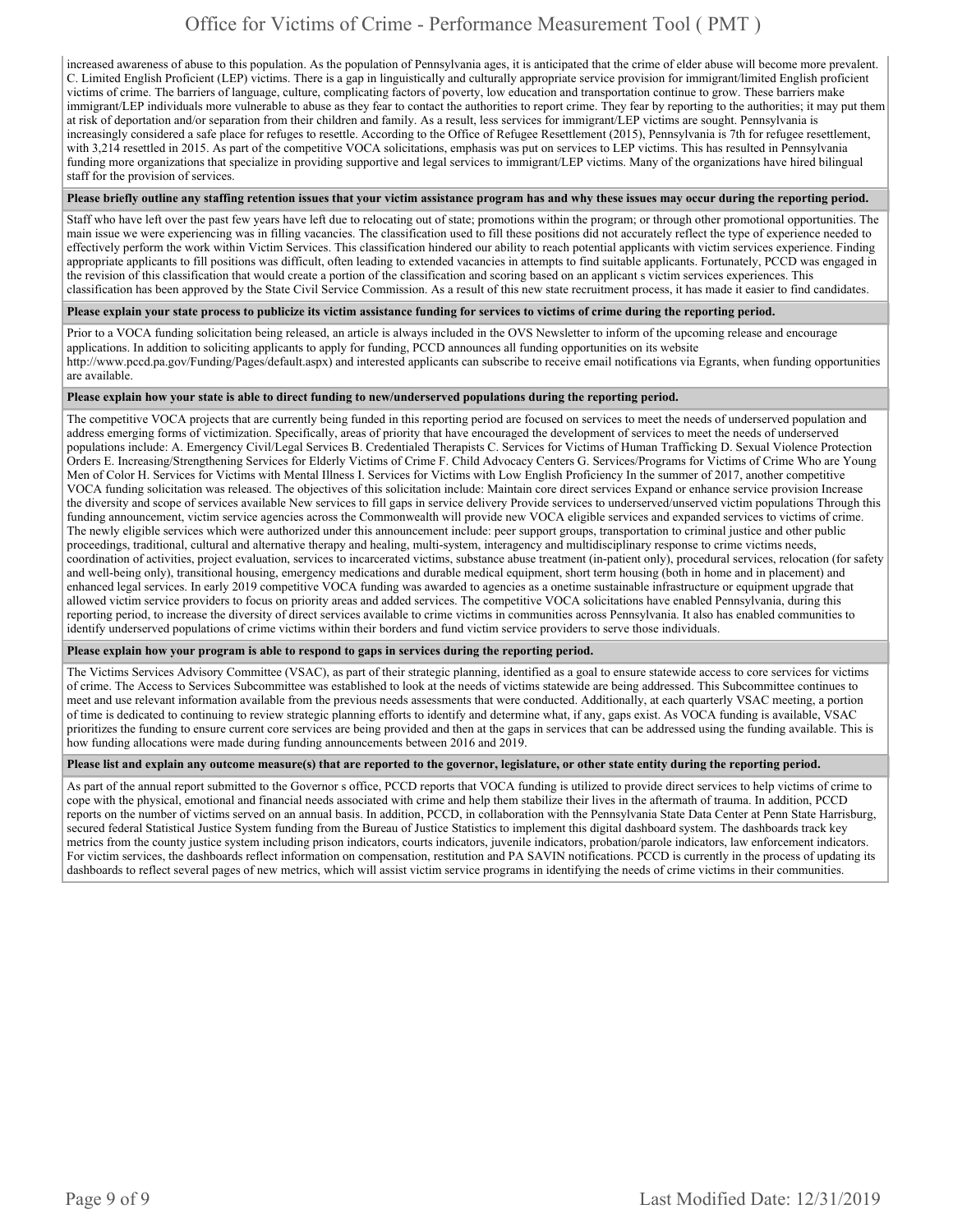increased awareness of abuse to this population. As the population of Pennsylvania ages, it is anticipated that the crime of elder abuse will become more prevalent. C. Limited English Proficient (LEP) victims. There is a gap in linguistically and culturally appropriate service provision for immigrant/limited English proficient victims of crime. The barriers of language, culture, complicating factors of poverty, low education and transportation continue to grow. These barriers make immigrant/LEP individuals more vulnerable to abuse as they fear to contact the authorities to report crime. They fear by reporting to the authorities; it may put them at risk of deportation and/or separation from their children and family. As a result, less services for immigrant/LEP victims are sought. Pennsylvania is increasingly considered a safe place for refuges to resettle. According to the Office of Refugee Resettlement (2015), Pennsylvania is 7th for refugee resettlement, with 3,214 resettled in 2015. As part of the competitive VOCA solicitations, emphasis was put on services to LEP victims. This has resulted in Pennsylvania funding more organizations that specialize in providing supportive and legal services to immigrant/LEP victims. Many of the organizations have hired bilingual staff for the provision of services.

**Please briefly outline any staffing retention issues that your victim assistance program has and why these issues may occur during the reporting period.**

Staff who have left over the past few years have left due to relocating out of state; promotions within the program; or through other promotional opportunities. The main issue we were experiencing was in filling vacancies. The classification used to fill these positions did not accurately reflect the type of experience needed to effectively perform the work within Victim Services. This classification hindered our ability to reach potential applicants with victim services experience. Finding appropriate applicants to fill positions was difficult, often leading to extended vacancies in attempts to find suitable applicants. Fortunately, PCCD was engaged in the revision of this classification that would create a portion of the classification and scoring based on an applicant s victim services experiences. This classification has been approved by the State Civil Service Commission. As a result of this new state recruitment process, it has made it easier to find candidates.

**Please explain your state process to publicize its victim assistance funding for services to victims of crime during the reporting period.**

Prior to a VOCA funding solicitation being released, an article is always included in the OVS Newsletter to inform of the upcoming release and encourage applications. In addition to soliciting applicants to apply for funding, PCCD announces all funding opportunities on its website http://www.pccd.pa.gov/Funding/Pages/default.aspx) and interested applicants can subscribe to receive email notifications via Egrants, when funding opportunities are available.

**Please explain how your state is able to direct funding to new/underserved populations during the reporting period.**

The competitive VOCA projects that are currently being funded in this reporting period are focused on services to meet the needs of underserved population and address emerging forms of victimization. Specifically, areas of priority that have encouraged the development of services to meet the needs of underserved populations include: A. Emergency Civil/Legal Services B. Credentialed Therapists C. Services for Victims of Human Trafficking D. Sexual Violence Protection Orders E. Increasing/Strengthening Services for Elderly Victims of Crime F. Child Advocacy Centers G. Services/Programs for Victims of Crime Who are Young Men of Color H. Services for Victims with Mental Illness I. Services for Victims with Low English Proficiency In the summer of 2017, another competitive VOCA funding solicitation was released. The objectives of this solicitation include: Maintain core direct services Expand or enhance service provision Increase the diversity and scope of services available New services to fill gaps in service delivery Provide services to underserved/unserved victim populations Through this funding announcement, victim service agencies across the Commonwealth will provide new VOCA eligible services and expanded services to victims of crime. The newly eligible services which were authorized under this announcement include: peer support groups, transportation to criminal justice and other public proceedings, traditional, cultural and alternative therapy and healing, multi-system, interagency and multidisciplinary response to crime victims needs, coordination of activities, project evaluation, services to incarcerated victims, substance abuse treatment (in-patient only), procedural services, relocation (for safety and well-being only), transitional housing, emergency medications and durable medical equipment, short term housing (both in home and in placement) and enhanced legal services. In early 2019 competitive VOCA funding was awarded to agencies as a onetime sustainable infrastructure or equipment upgrade that allowed victim service providers to focus on priority areas and added services. The competitive VOCA solicitations have enabled Pennsylvania, during this reporting period, to increase the diversity of direct services available to crime victims in communities across Pennsylvania. It also has enabled communities to identify underserved populations of crime victims within their borders and fund victim service providers to serve those individuals.

**Please explain how your program is able to respond to gaps in services during the reporting period.**

The Victims Services Advisory Committee (VSAC), as part of their strategic planning, identified as a goal to ensure statewide access to core services for victims of crime. The Access to Services Subcommittee was established to look at the needs of victims statewide are being addressed. This Subcommittee continues to meet and use relevant information available from the previous needs assessments that were conducted. Additionally, at each quarterly VSAC meeting, a portion of time is dedicated to continuing to review strategic planning efforts to identify and determine what, if any, gaps exist. As VOCA funding is available, VSAC prioritizes the funding to ensure current core services are being provided and then at the gaps in services that can be addressed using the funding available. This is how funding allocations were made during funding announcements between 2016 and 2019.

**Please list and explain any outcome measure(s) that are reported to the governor, legislature, or other state entity during the reporting period.**

As part of the annual report submitted to the Governor s office, PCCD reports that VOCA funding is utilized to provide direct services to help victims of crime to cope with the physical, emotional and financial needs associated with crime and help them stabilize their lives in the aftermath of trauma. In addition, PCCD reports on the number of victims served on an annual basis. In addition, PCCD, in collaboration with the Pennsylvania State Data Center at Penn State Harrisburg, secured federal Statistical Justice System funding from the Bureau of Justice Statistics to implement this digital dashboard system. The dashboards track key metrics from the county justice system including prison indicators, courts indicators, juvenile indicators, probation/parole indicators, law enforcement indicators. For victim services, the dashboards reflect information on compensation, restitution and PA SAVIN notifications. PCCD is currently in the process of updating its dashboards to reflect several pages of new metrics, which will assist victim service programs in identifying the needs of crime victims in their communities.